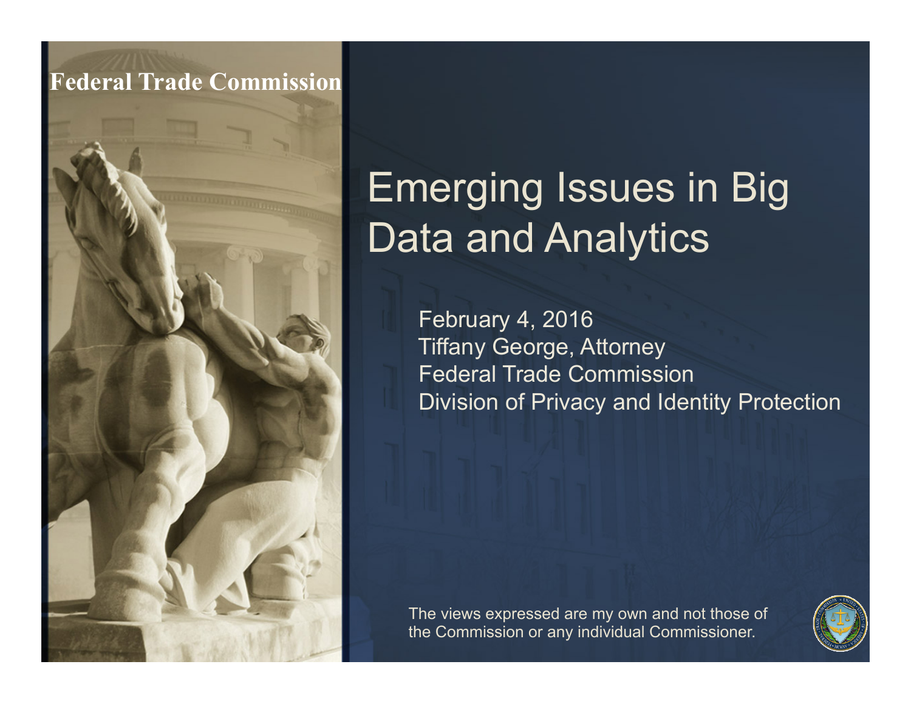Federal Trade Commission

# Emerging Issues in Big Data and Analytics

February 4, 2016
Tiffany George, Attorney
Federal Trade Commission
Division of Privacy and Identity Protection

The views expressed are my own and not those of the Commission or any individual Commissioner.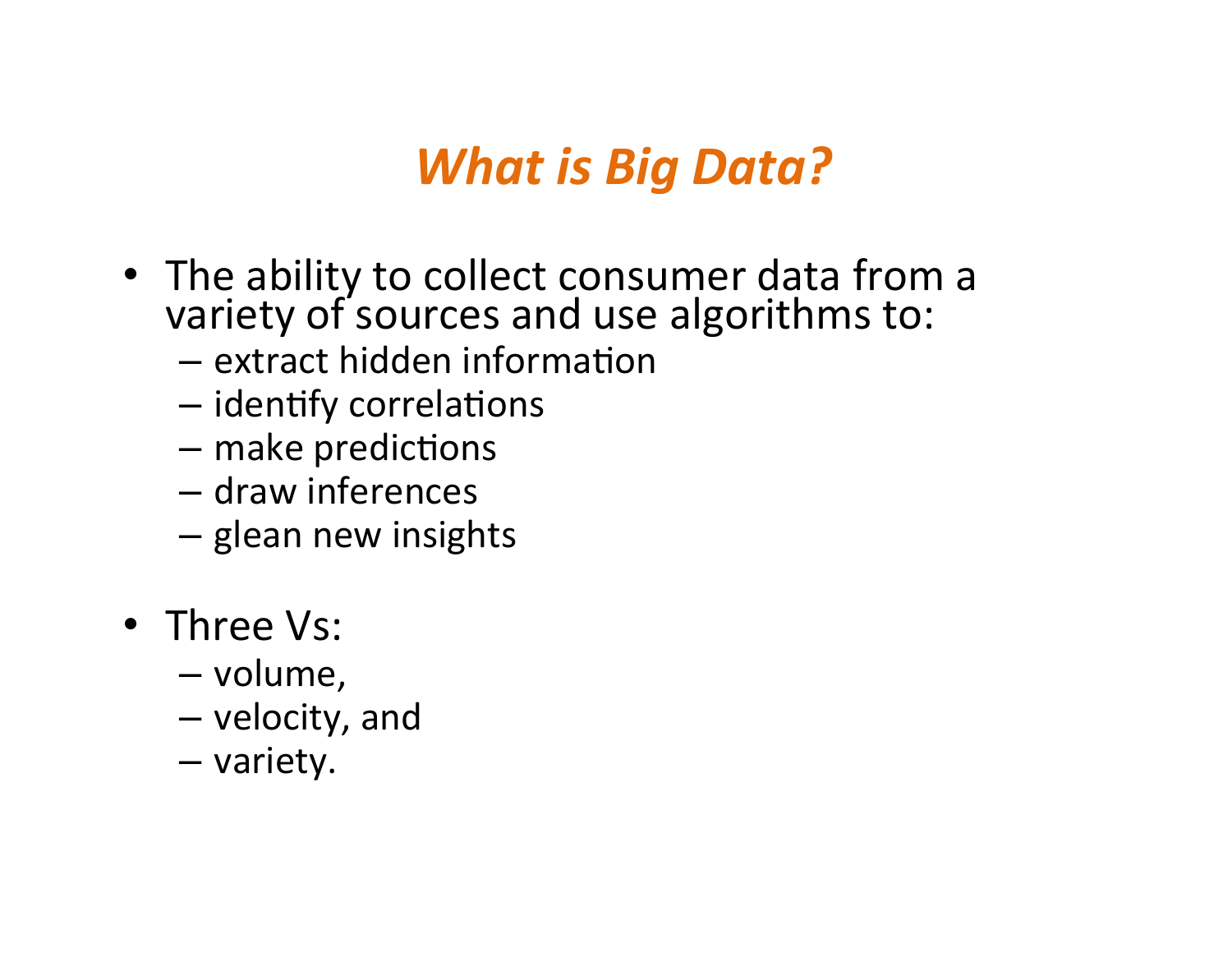# *What is Big Data?*

- The ability to collect consumer data from a variety of sources and use algorithms to:
  - extract hidden information
  - identify correlations
  - make predictions
  - draw inferences
  - glean new insights

- Three Vs:
  - volume,
  - velocity, and
  - variety.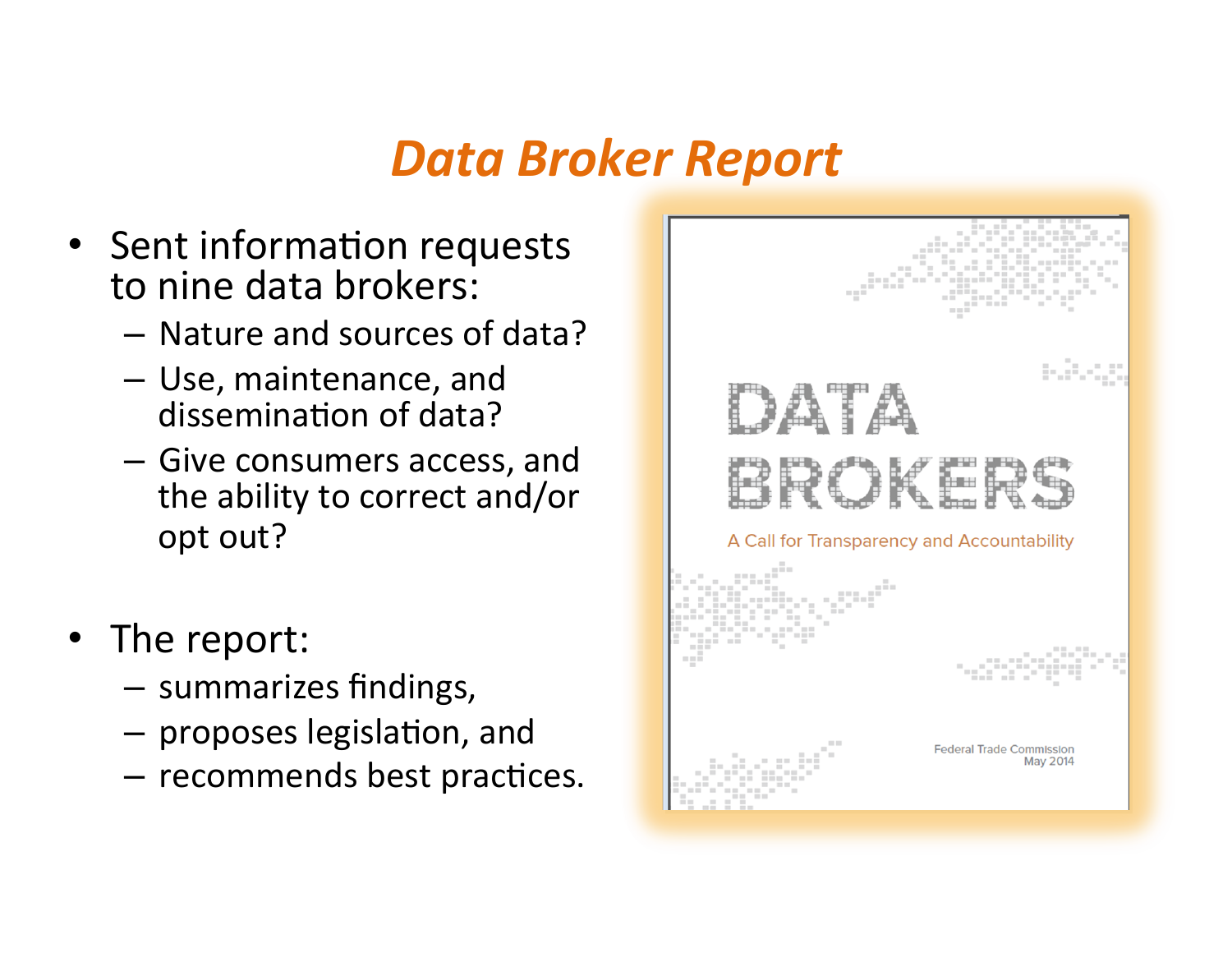# *Data Broker Report*

- Sent information requests to nine data brokers:
  - Nature and sources of data?
  - Use, maintenance, and dissemination of data?
  - Give consumers access, and the ability to correct and/or opt out?

- The report:
  - summarizes findings,
  - proposes legislation, and
  - recommends best practices.

DATA BROKERS

A Call for Transparency and Accountability

Federal Trade Commission
May 2014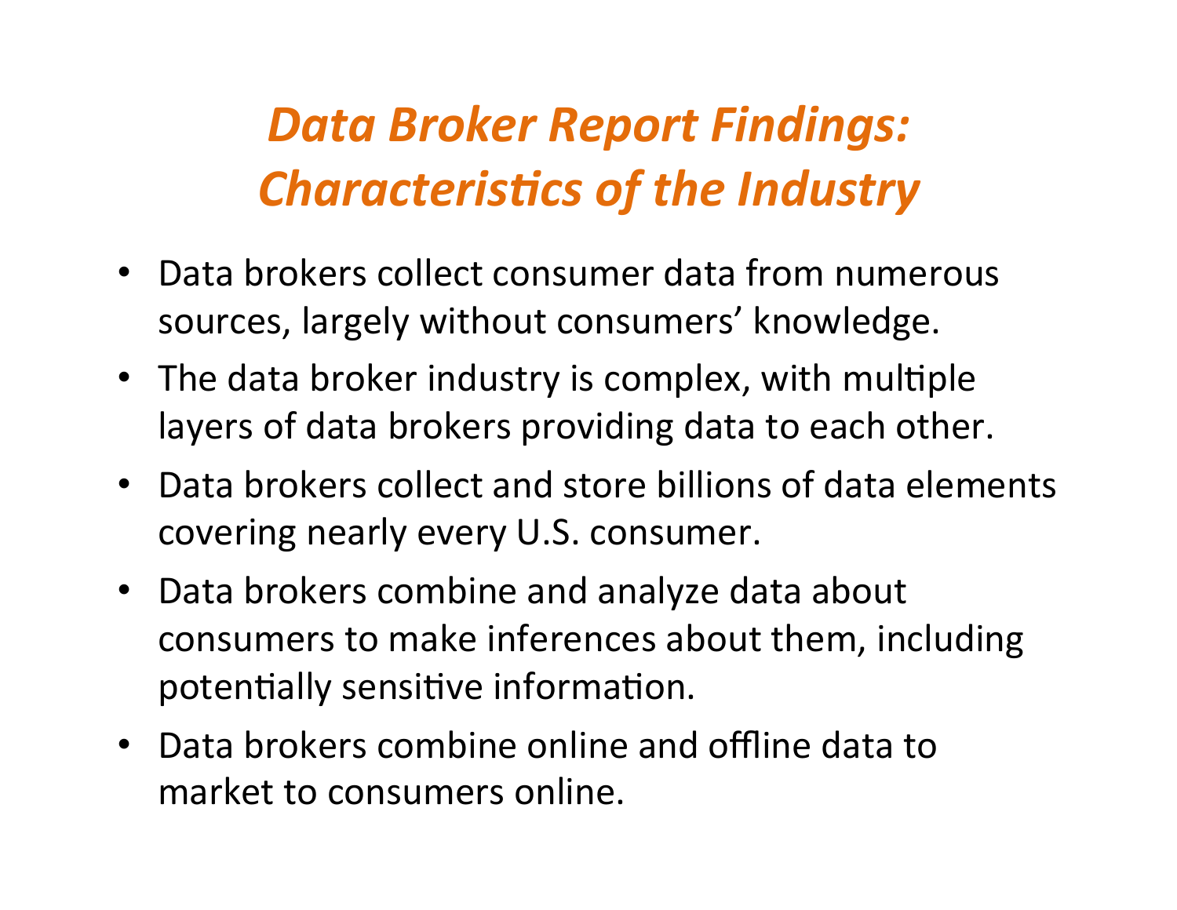# *Data Broker Report Findings: Characteristics of the Industry*

- Data brokers collect consumer data from numerous sources, largely without consumers' knowledge.
- The data broker industry is complex, with multiple layers of data brokers providing data to each other.
- Data brokers collect and store billions of data elements covering nearly every U.S. consumer.
- Data brokers combine and analyze data about consumers to make inferences about them, including potentially sensitive information.
- Data brokers combine online and offline data to market to consumers online.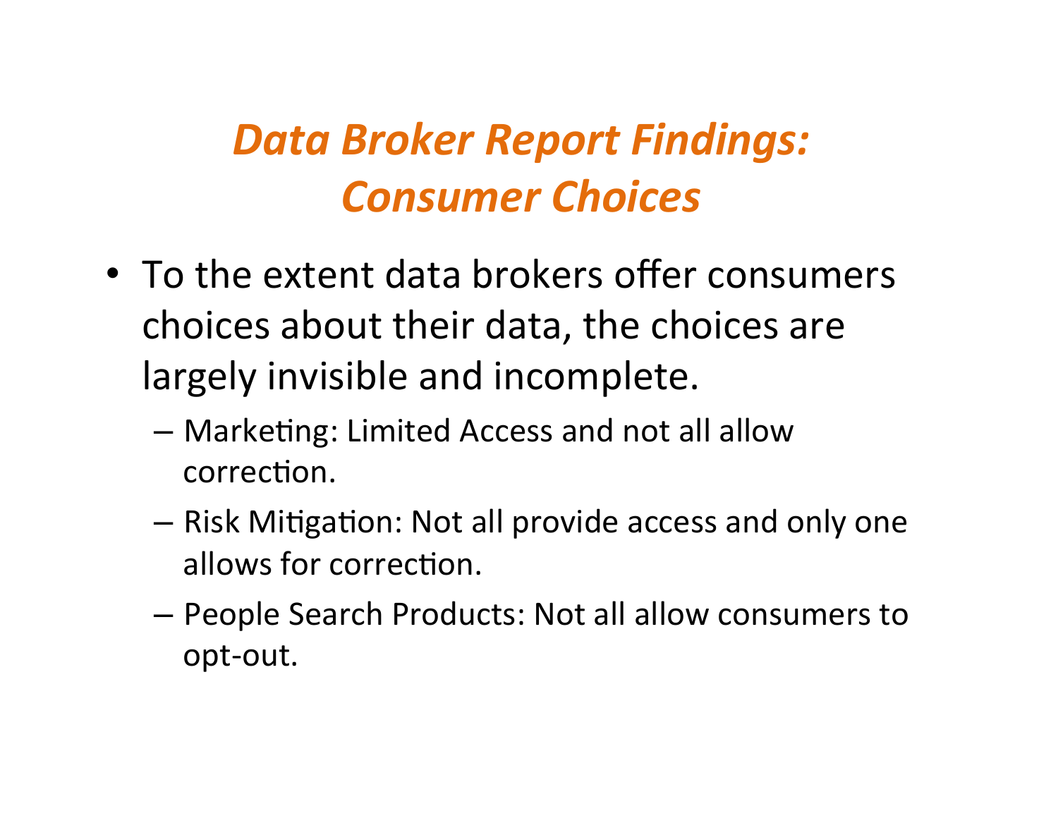# *Data Broker Report Findings: Consumer Choices*

- To the extent data brokers offer consumers choices about their data, the choices are largely invisible and incomplete.
  - Marketing: Limited Access and not all allow correction.
  - Risk Mitigation: Not all provide access and only one allows for correction.
  - People Search Products: Not all allow consumers to opt-out.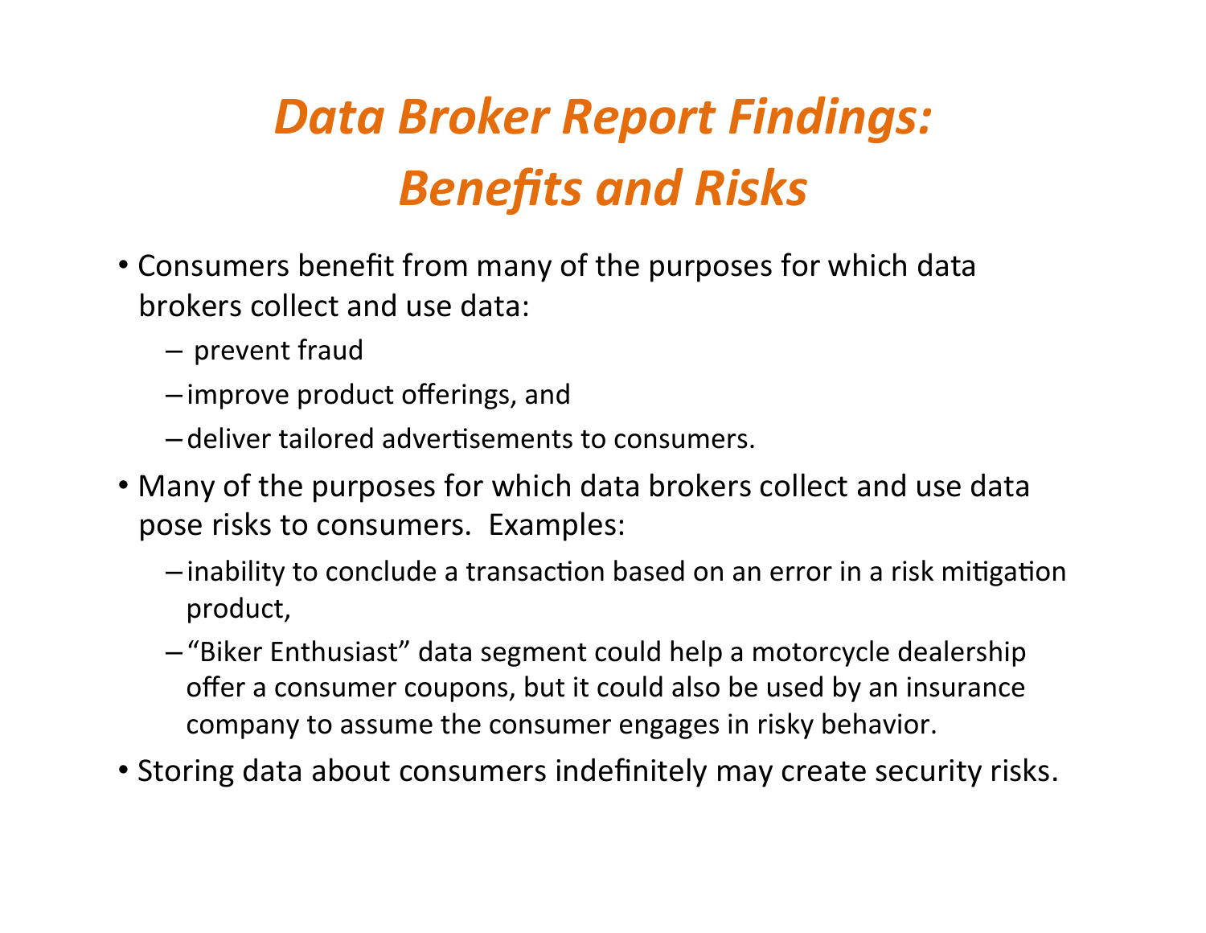# *Data Broker Report Findings: Benefits and Risks*

- Consumers benefit from many of the purposes for which data brokers collect and use data:
  - prevent fraud
  - improve product offerings, and
  - deliver tailored advertisements to consumers.
- Many of the purposes for which data brokers collect and use data pose risks to consumers. Examples:
  - inability to conclude a transaction based on an error in a risk mitigation product,
  - "Biker Enthusiast" data segment could help a motorcycle dealership offer a consumer coupons, but it could also be used by an insurance company to assume the consumer engages in risky behavior.
- Storing data about consumers indefinitely may create security risks.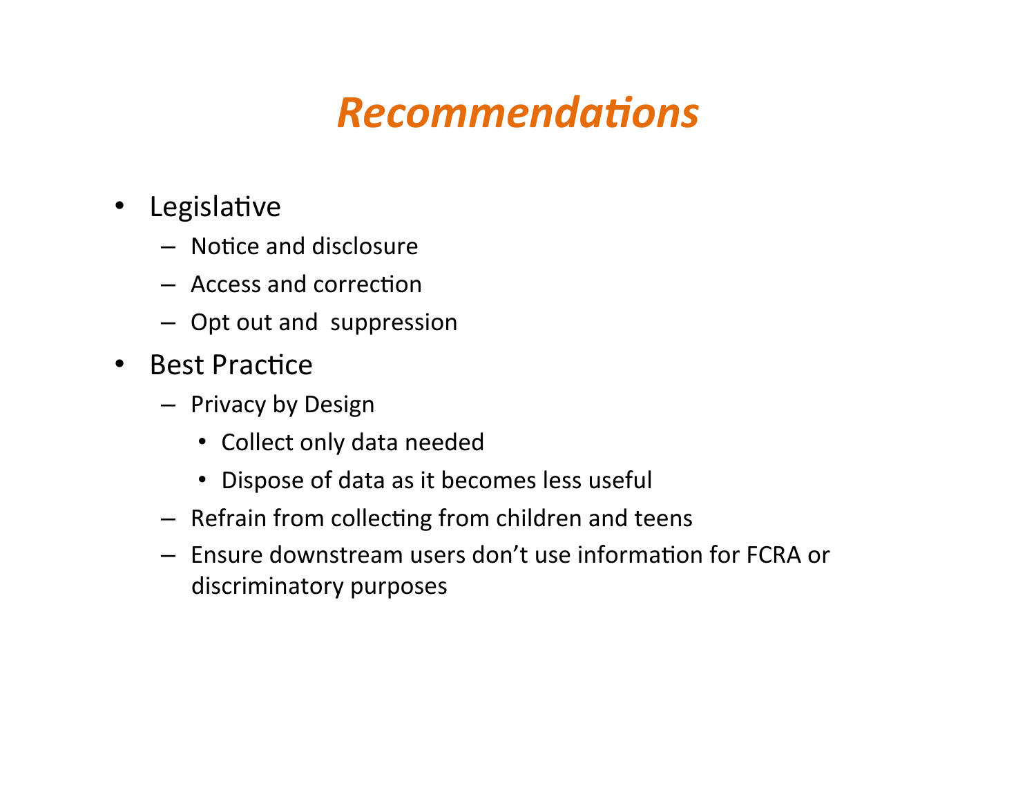# *Recommendations*

- Legislative
  - Notice and disclosure
  - Access and correction
  - Opt out and suppression
- Best Practice
  - Privacy by Design
    - Collect only data needed
    - Dispose of data as it becomes less useful
  - Refrain from collecting from children and teens
  - Ensure downstream users don't use information for FCRA or discriminatory purposes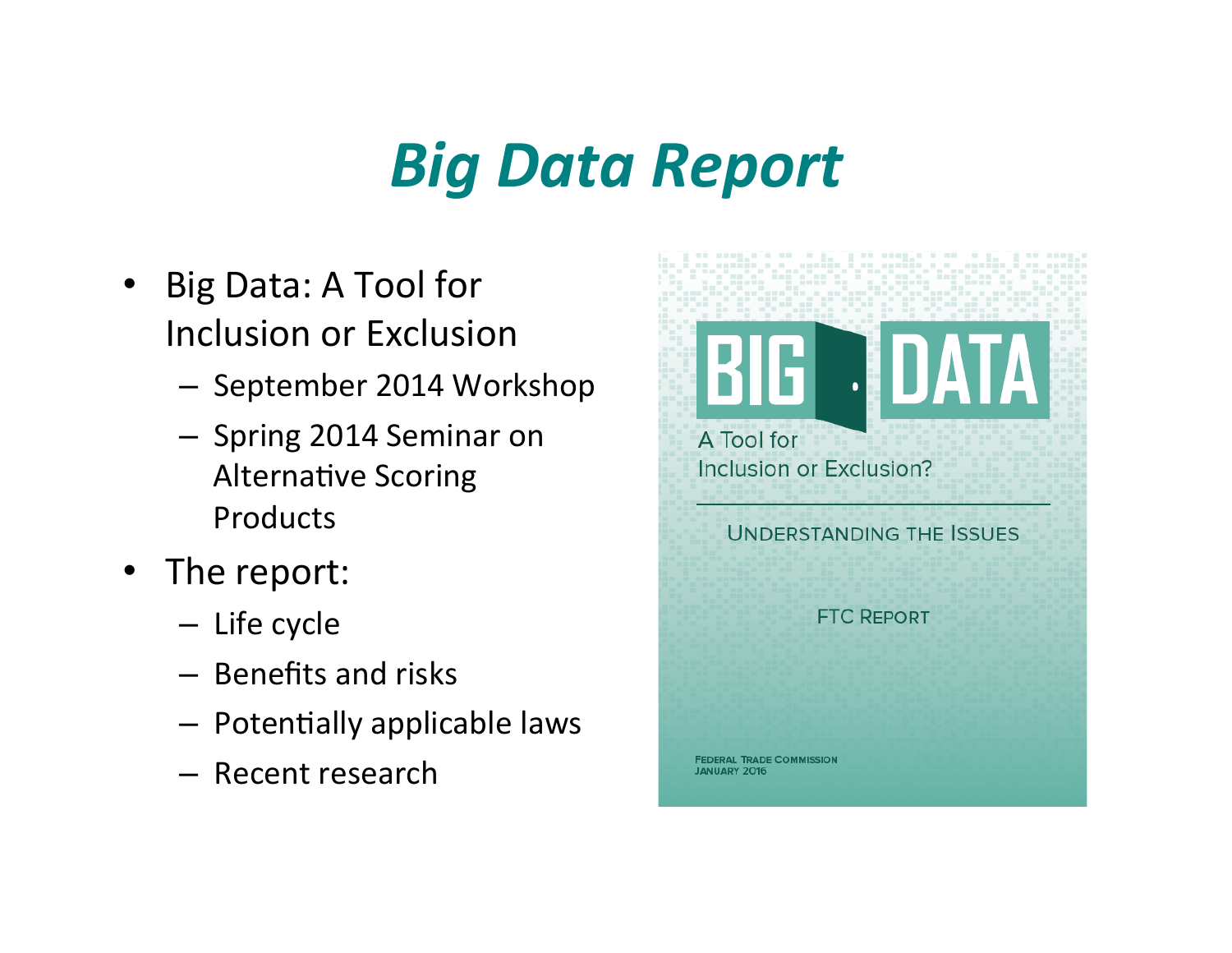# Big Data Report

- Big Data: A Tool for Inclusion or Exclusion
  - September 2014 Workshop
  - Spring 2014 Seminar on Alternative Scoring Products
- The report:
  - Life cycle
  - Benefits and risks
  - Potentially applicable laws
  - Recent research

BIG DATA

A Tool for Inclusion or Exclusion?

UNDERSTANDING THE ISSUES

FTC REPORT

FEDERAL TRADE COMMISSION
JANUARY 2016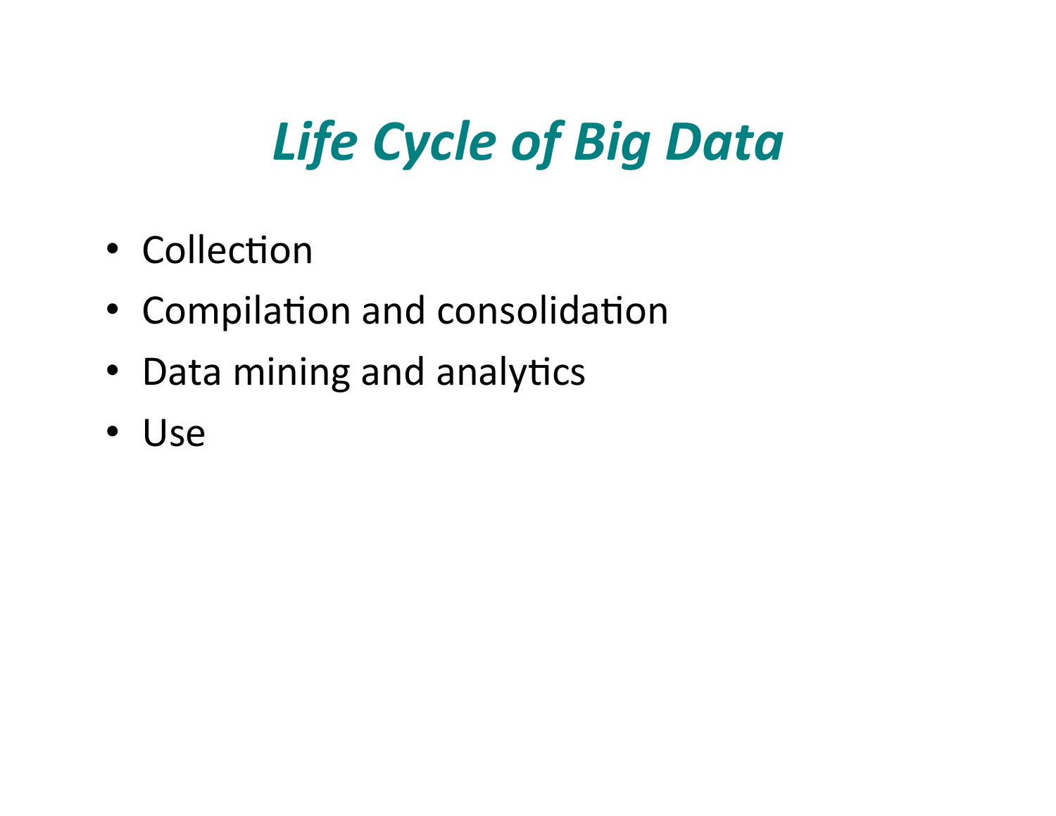# *Life Cycle of Big Data*

- Collection
- Compilation and consolidation
- Data mining and analytics
- Use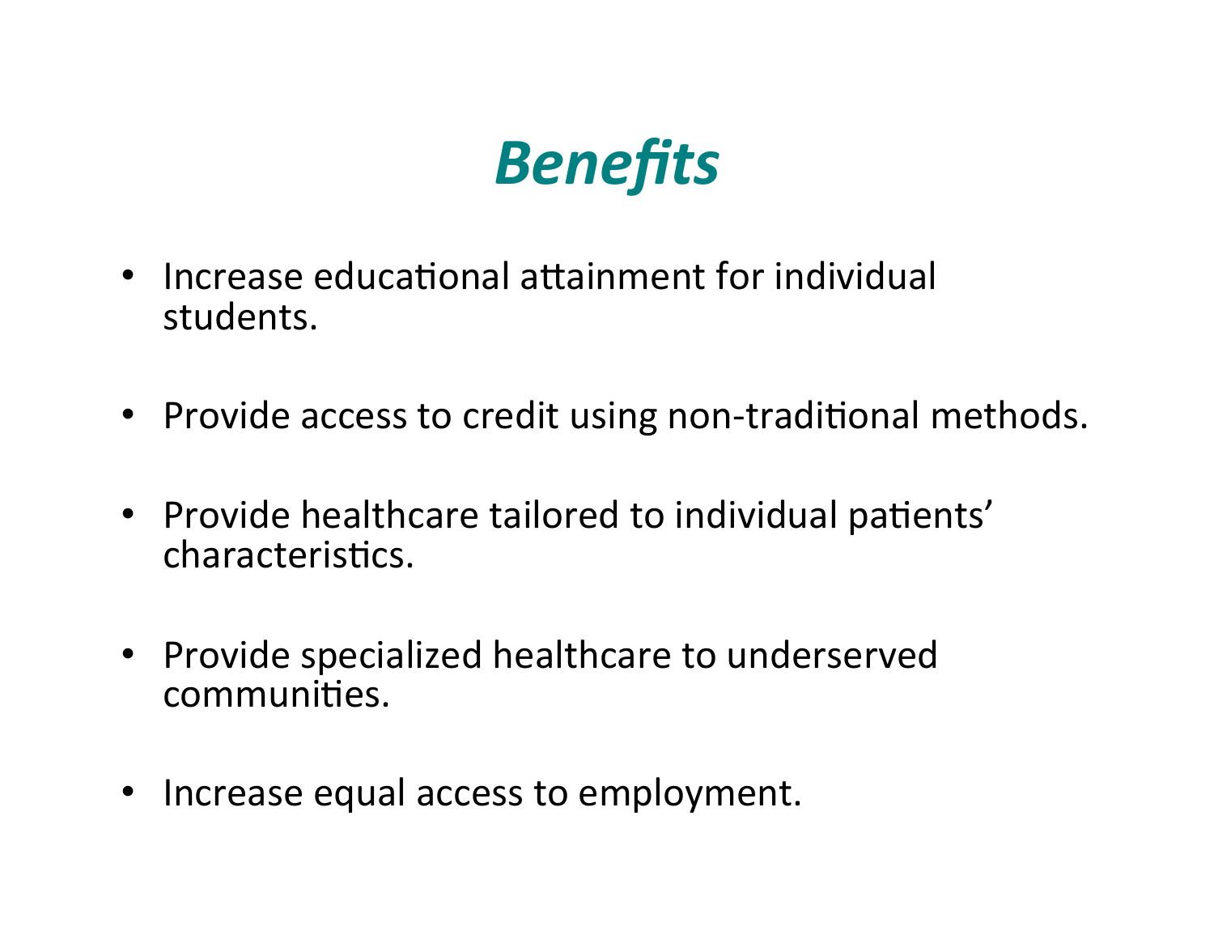# *Benefits*

- Increase educational attainment for individual students.
- Provide access to credit using non-traditional methods.
- Provide healthcare tailored to individual patients' characteristics.
- Provide specialized healthcare to underserved communities.
- Increase equal access to employment.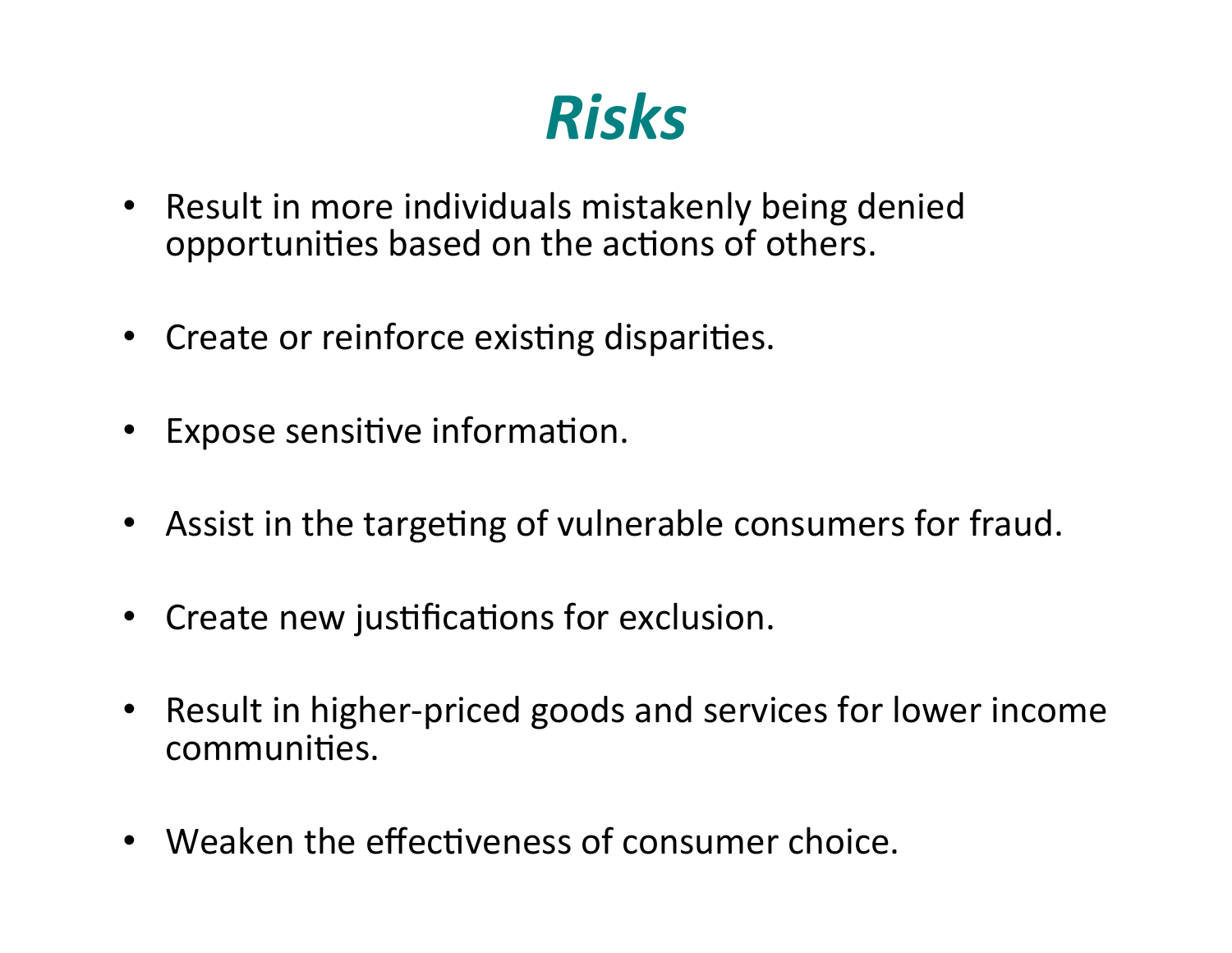# *Risks*

- Result in more individuals mistakenly being denied opportunities based on the actions of others.
- Create or reinforce existing disparities.
- Expose sensitive information.
- Assist in the targeting of vulnerable consumers for fraud.
- Create new justifications for exclusion.
- Result in higher-priced goods and services for lower income communities.
- Weaken the effectiveness of consumer choice.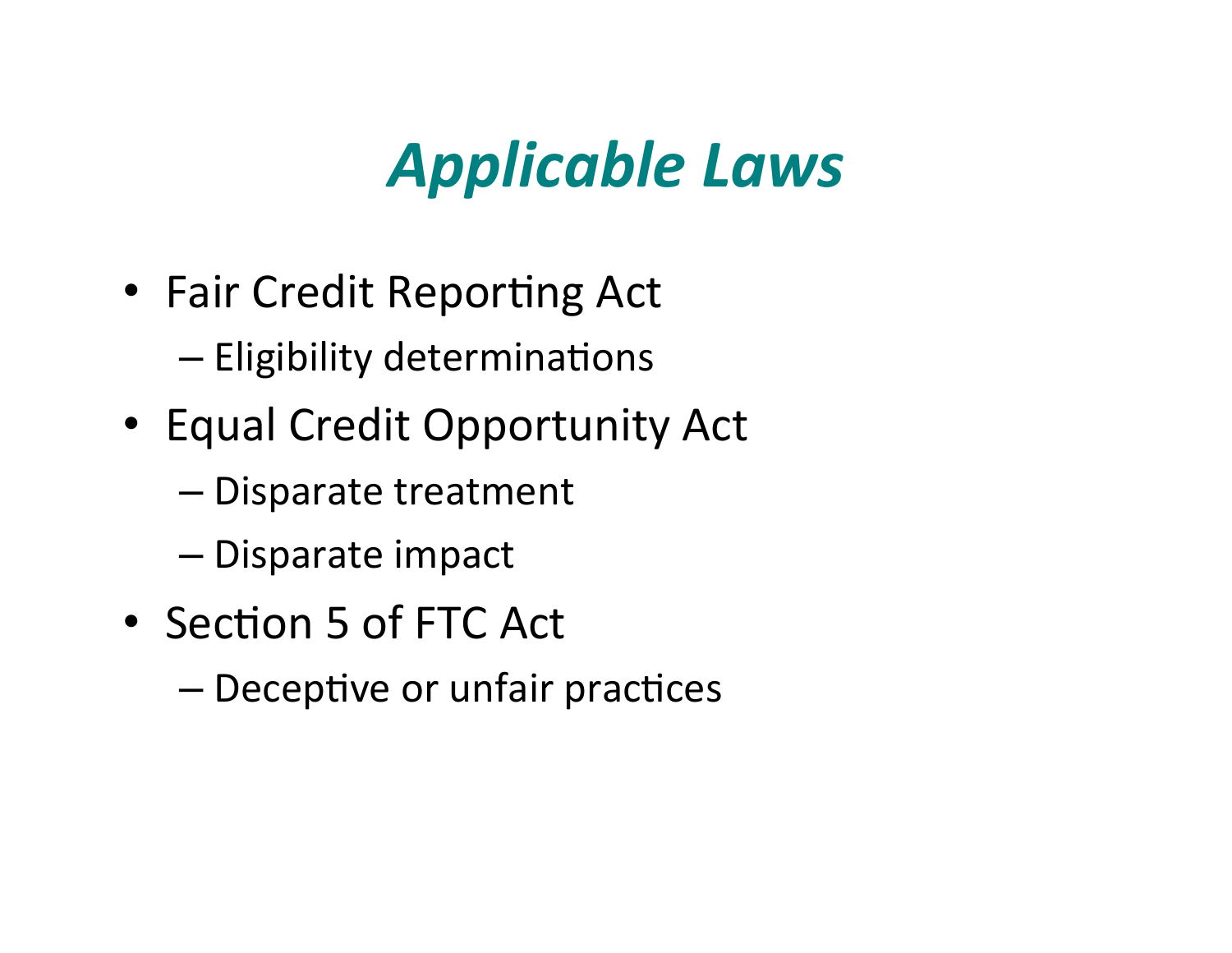# *Applicable Laws*

- Fair Credit Reporting Act
  - Eligibility determinations
- Equal Credit Opportunity Act
  - Disparate treatment
  - Disparate impact
- Section 5 of FTC Act
  - Deceptive or unfair practices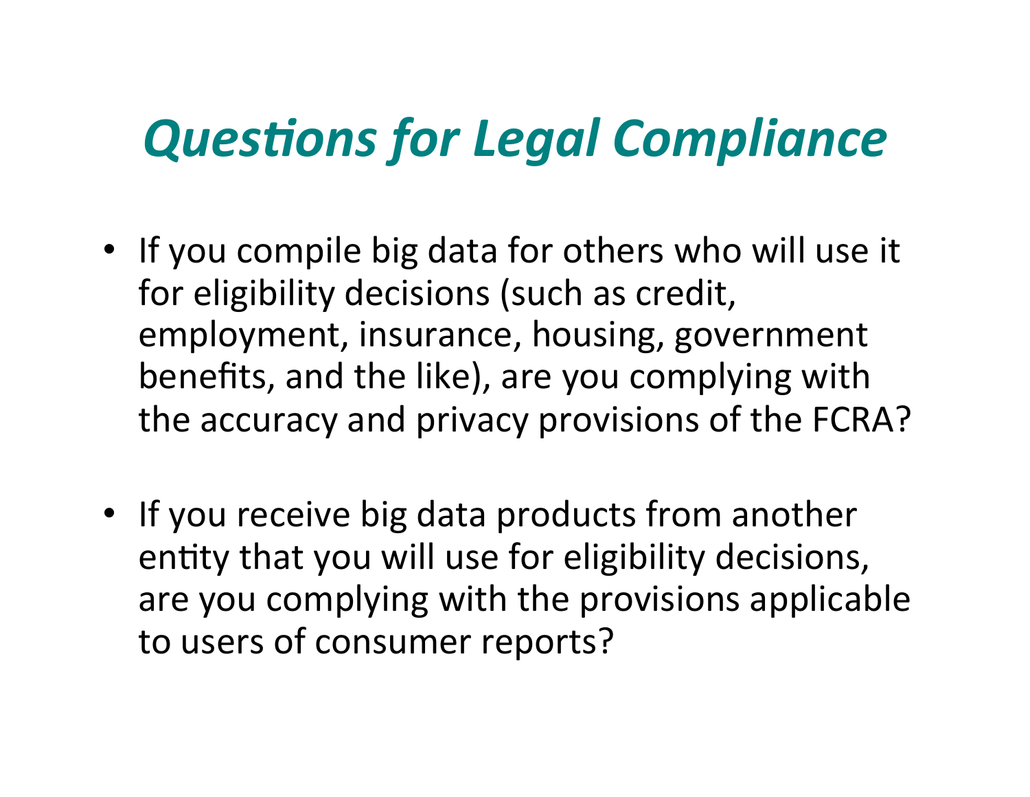# *Questions for Legal Compliance*

- If you compile big data for others who will use it for eligibility decisions (such as credit, employment, insurance, housing, government benefits, and the like), are you complying with the accuracy and privacy provisions of the FCRA?

- If you receive big data products from another entity that you will use for eligibility decisions, are you complying with the provisions applicable to users of consumer reports?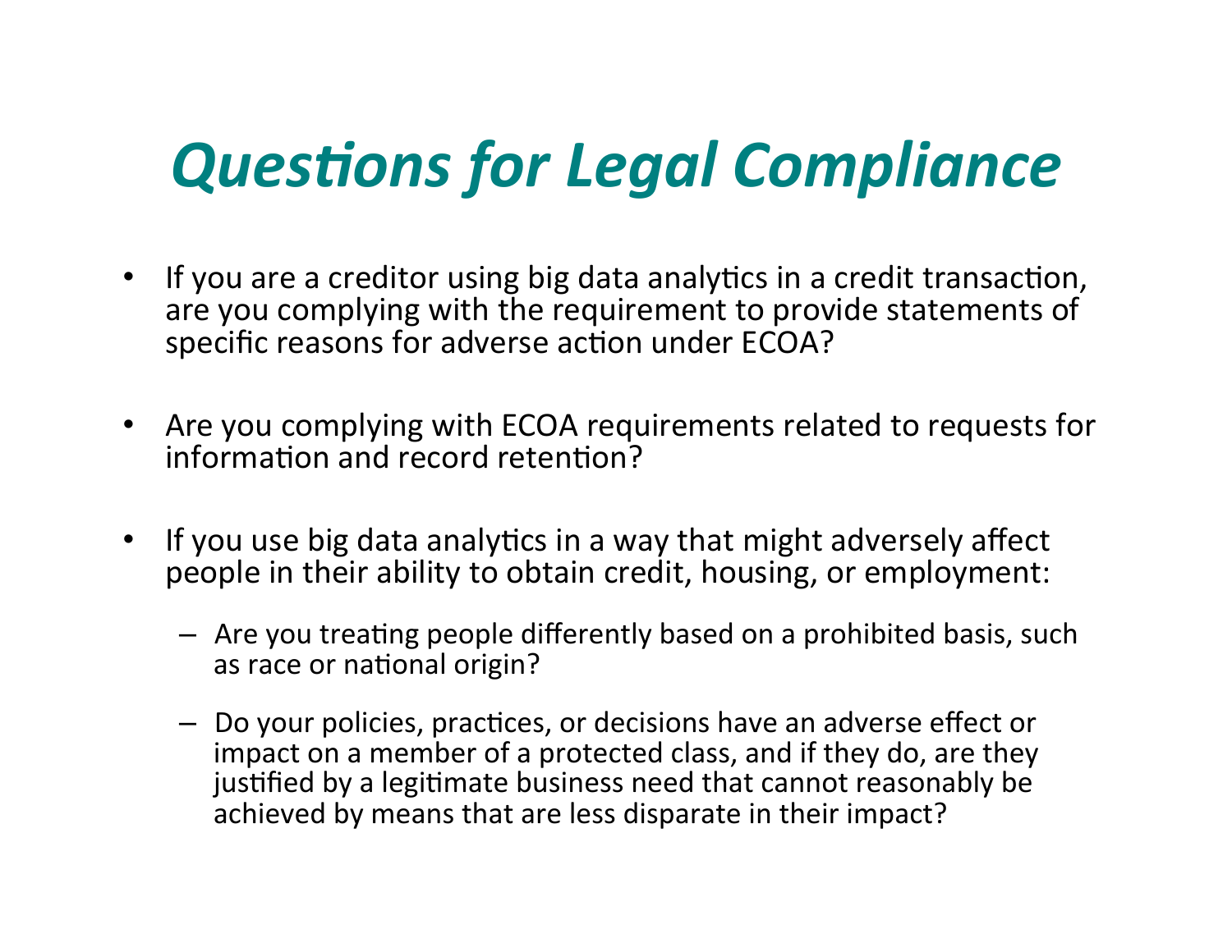# *Questions for Legal Compliance*

- If you are a creditor using big data analytics in a credit transaction, are you complying with the requirement to provide statements of specific reasons for adverse action under ECOA?

- Are you complying with ECOA requirements related to requests for information and record retention?

- If you use big data analytics in a way that might adversely affect people in their ability to obtain credit, housing, or employment:
  - Are you treating people differently based on a prohibited basis, such as race or national origin?
  - Do your policies, practices, or decisions have an adverse effect or impact on a member of a protected class, and if they do, are they justified by a legitimate business need that cannot reasonably be achieved by means that are less disparate in their impact?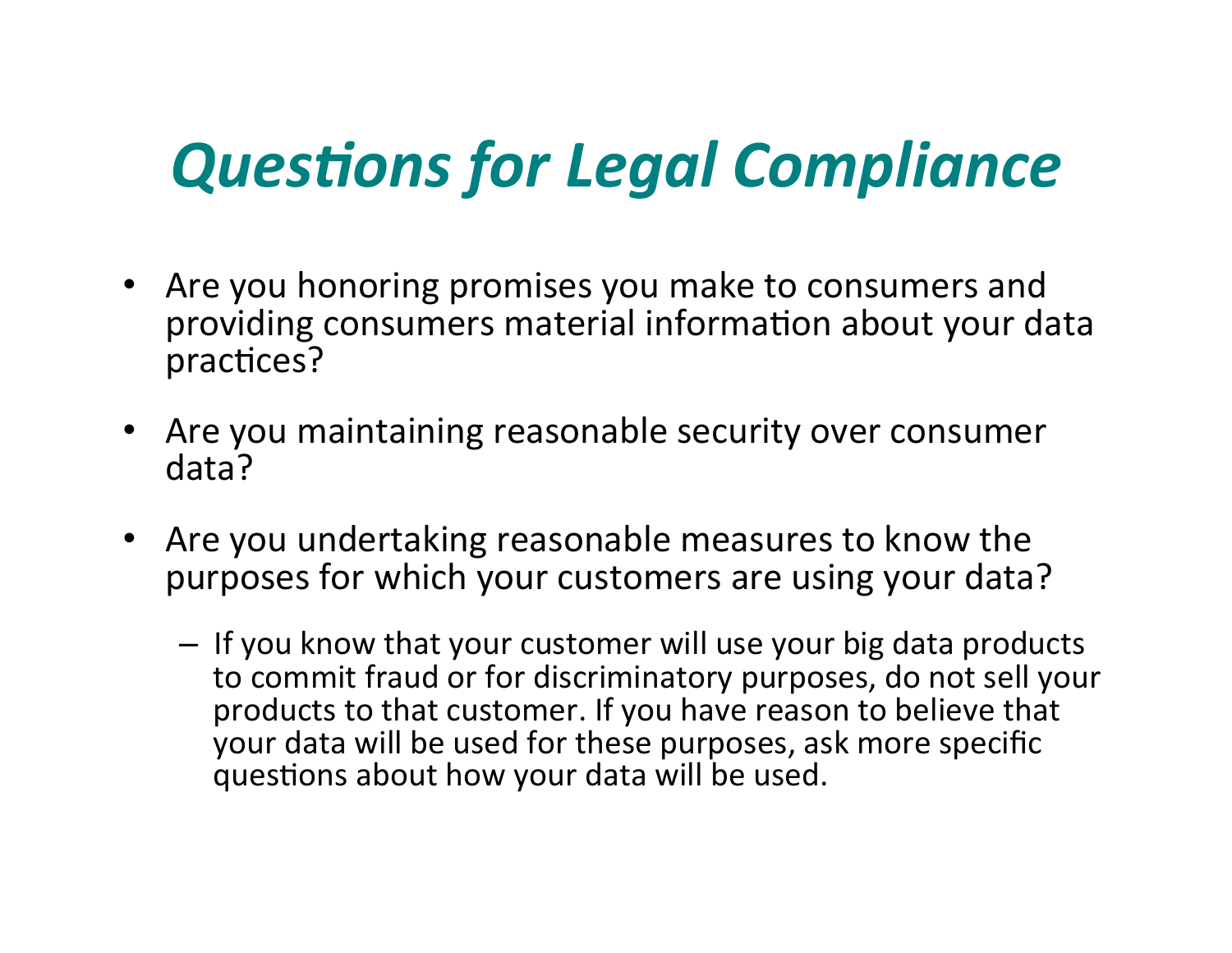# *Questions for Legal Compliance*

- Are you honoring promises you make to consumers and providing consumers material information about your data practices?
- Are you maintaining reasonable security over consumer data?
- Are you undertaking reasonable measures to know the purposes for which your customers are using your data?
  - If you know that your customer will use your big data products to commit fraud or for discriminatory purposes, do not sell your products to that customer. If you have reason to believe that your data will be used for these purposes, ask more specific questions about how your data will be used.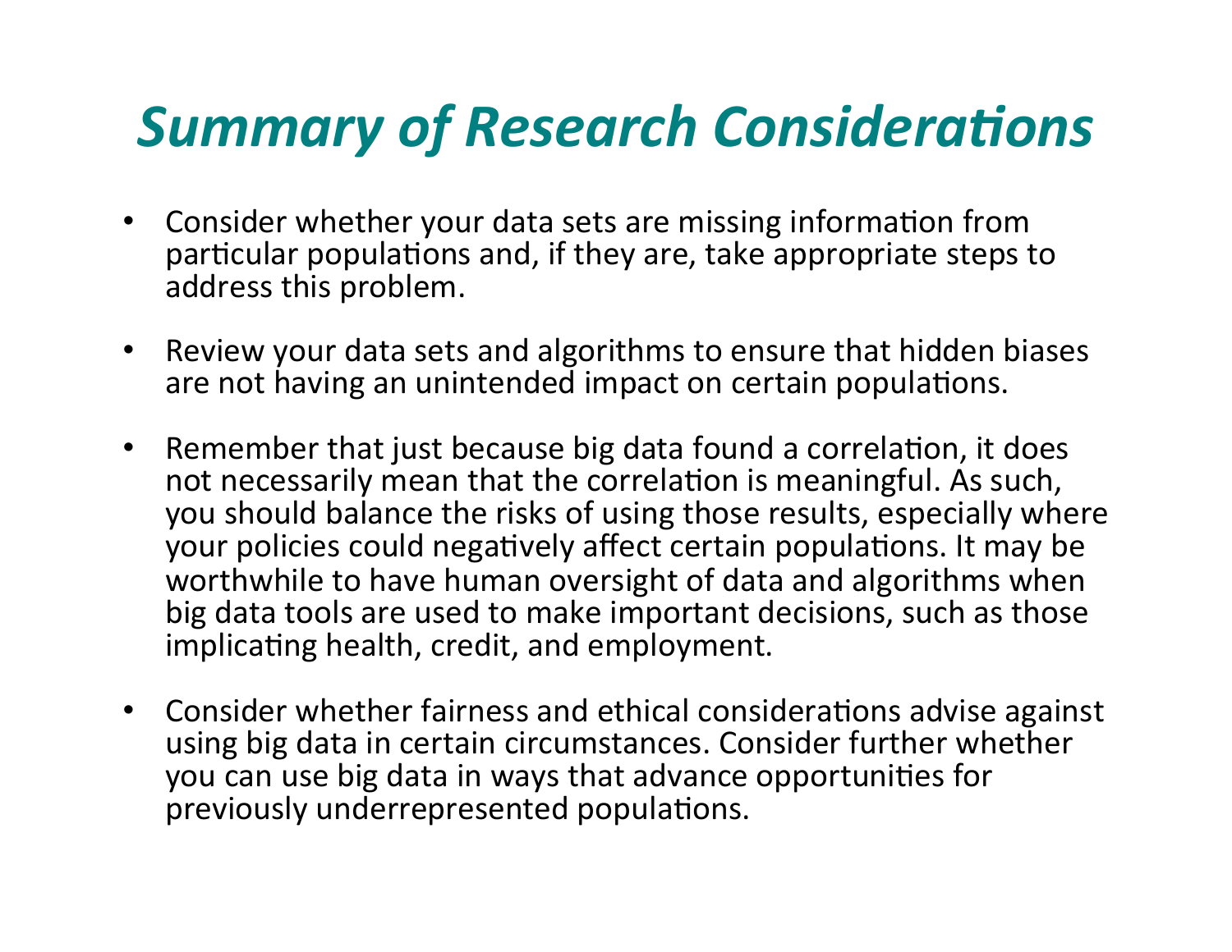# *Summary of Research Considerations*

- Consider whether your data sets are missing information from particular populations and, if they are, take appropriate steps to address this problem.

- Review your data sets and algorithms to ensure that hidden biases are not having an unintended impact on certain populations.

- Remember that just because big data found a correlation, it does not necessarily mean that the correlation is meaningful. As such, you should balance the risks of using those results, especially where your policies could negatively affect certain populations. It may be worthwhile to have human oversight of data and algorithms when big data tools are used to make important decisions, such as those implicating health, credit, and employment.

- Consider whether fairness and ethical considerations advise against using big data in certain circumstances. Consider further whether you can use big data in ways that advance opportunities for previously underrepresented populations.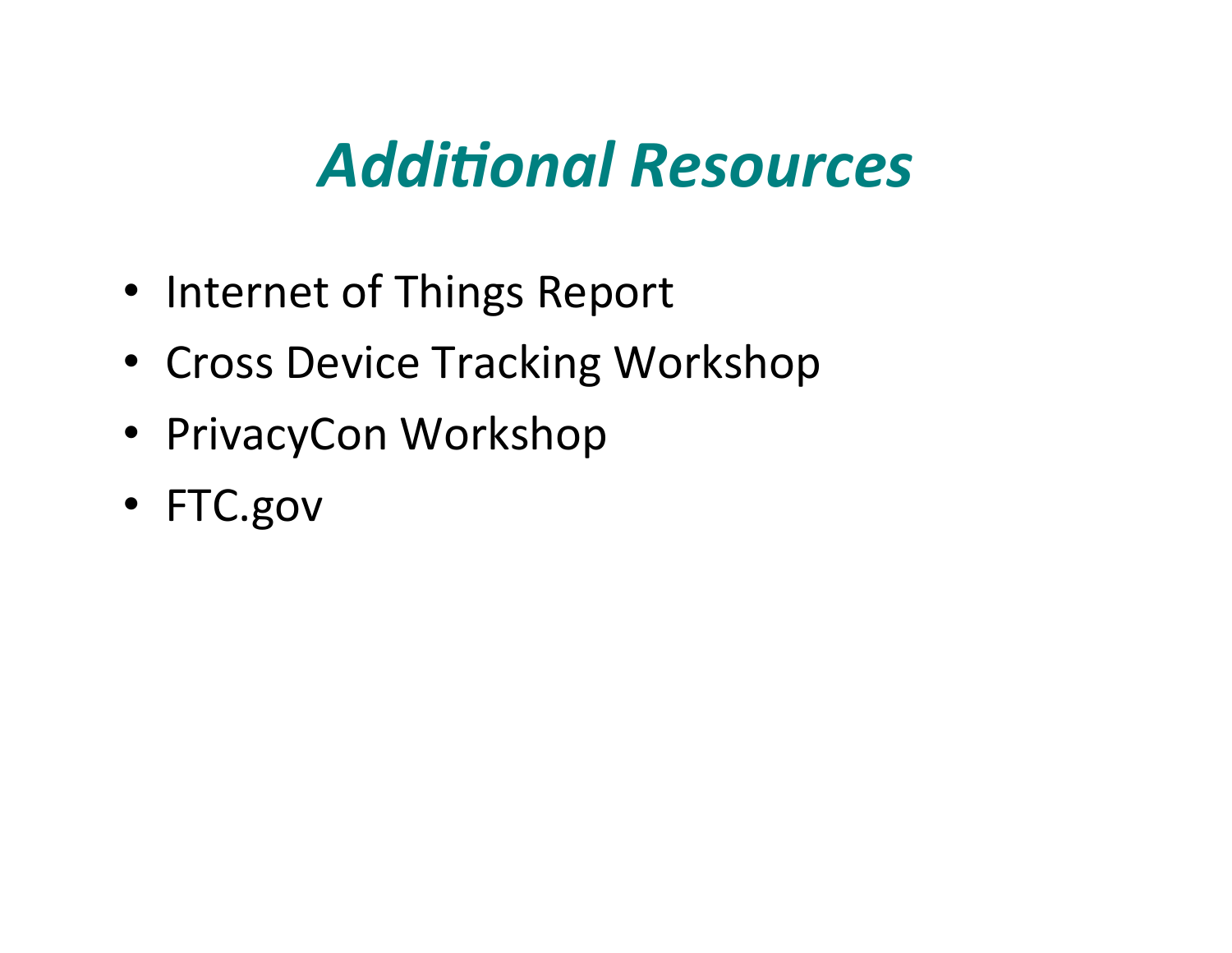# *Additional Resources*

- Internet of Things Report
- Cross Device Tracking Workshop
- PrivacyCon Workshop
- FTC.gov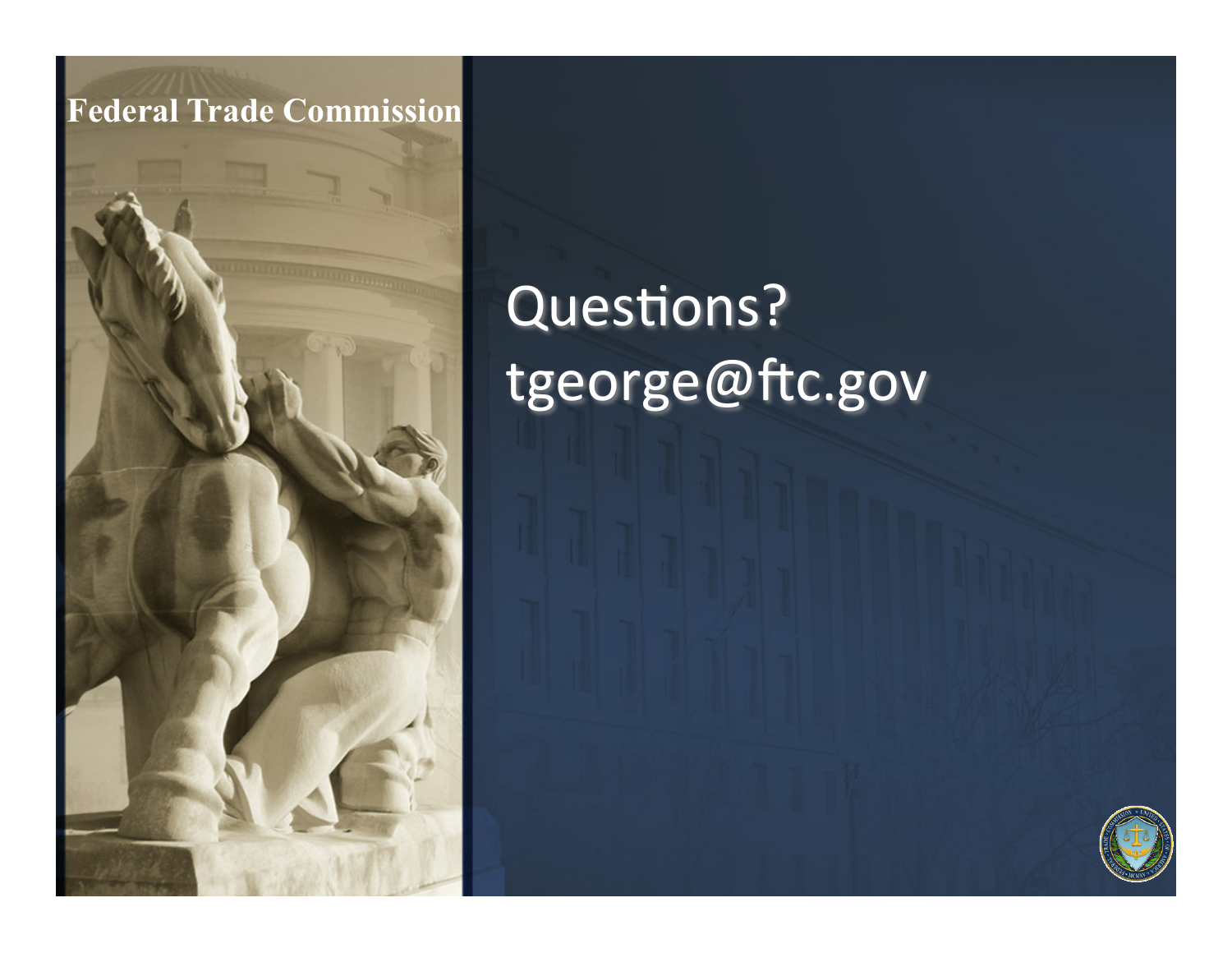Federal Trade Commission

# Questions?

tgeorge@ftc.gov